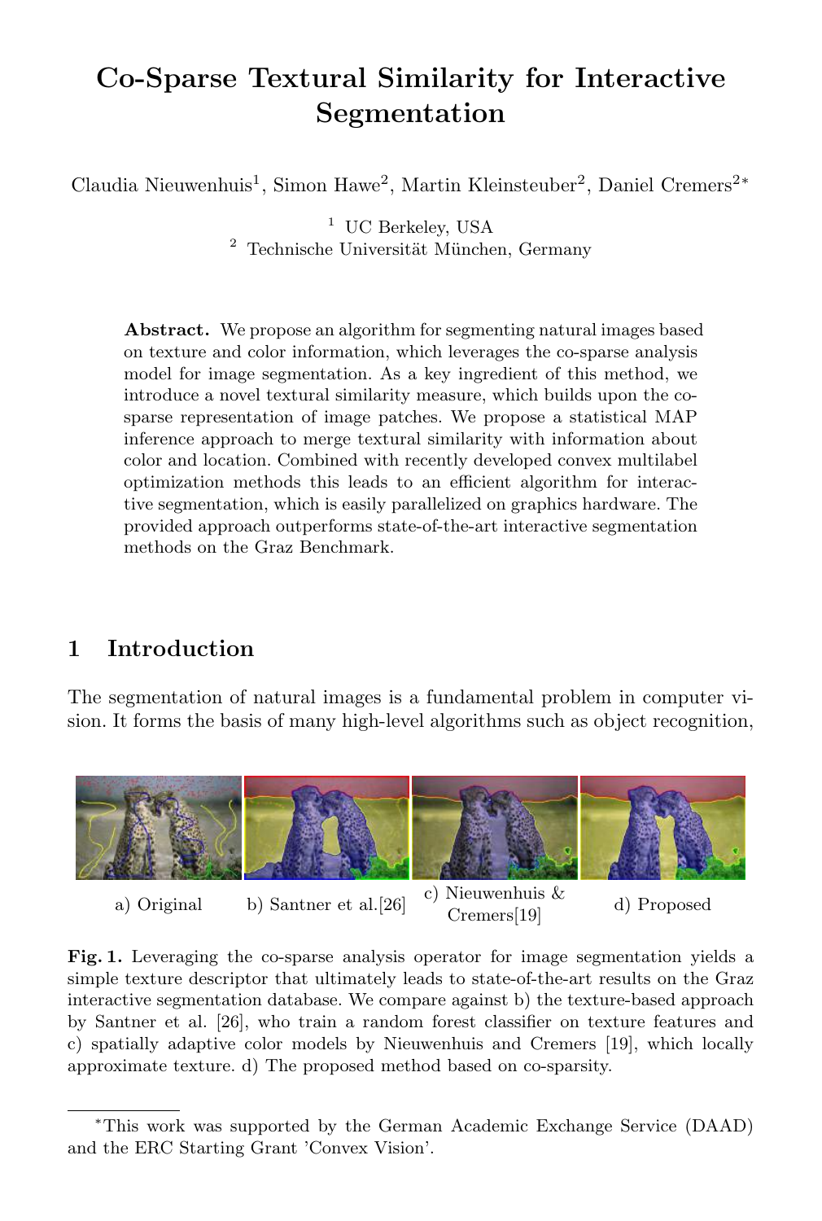# Co-Sparse Textural Similarity for Interactive Segmentation

Claudia Nieuwenhuis[1], Simon Hawe[2], Martin Kleinsteuber[2], Daniel Cremers[2]*

[1] UC Berkeley, USA
[2] Technische Universität München, Germany

**Abstract.** We propose an algorithm for segmenting natural images based on texture and color information, which leverages the co-sparse analysis model for image segmentation. As a key ingredient of this method, we introduce a novel textural similarity measure, which builds upon the co-sparse representation of image patches. We propose a statistical MAP inference approach to merge textural similarity with information about color and location. Combined with recently developed convex multilabel optimization methods this leads to an efficient algorithm for interactive segmentation, which is easily parallelized on graphics hardware. The provided approach outperforms state-of-the-art interactive segmentation methods on the Graz Benchmark.

## 1 Introduction

The segmentation of natural images is a fundamental problem in computer vision. It forms the basis of many high-level algorithms such as object recognition,

a) Original b) Santner et al.[26] c) Nieuwenhuis & Cremers[19] d) Proposed

**Fig. 1.** Leveraging the co-sparse analysis operator for image segmentation yields a simple texture descriptor that ultimately leads to state-of-the-art results on the Graz interactive segmentation database. We compare against b) the texture-based approach by Santner et al. [26], who train a random forest classifier on texture features and c) spatially adaptive color models by Nieuwenhuis and Cremers [19], which locally approximate texture. d) The proposed method based on co-sparsity.

*This work was supported by the German Academic Exchange Service (DAAD) and the ERC Starting Grant 'Convex Vision'.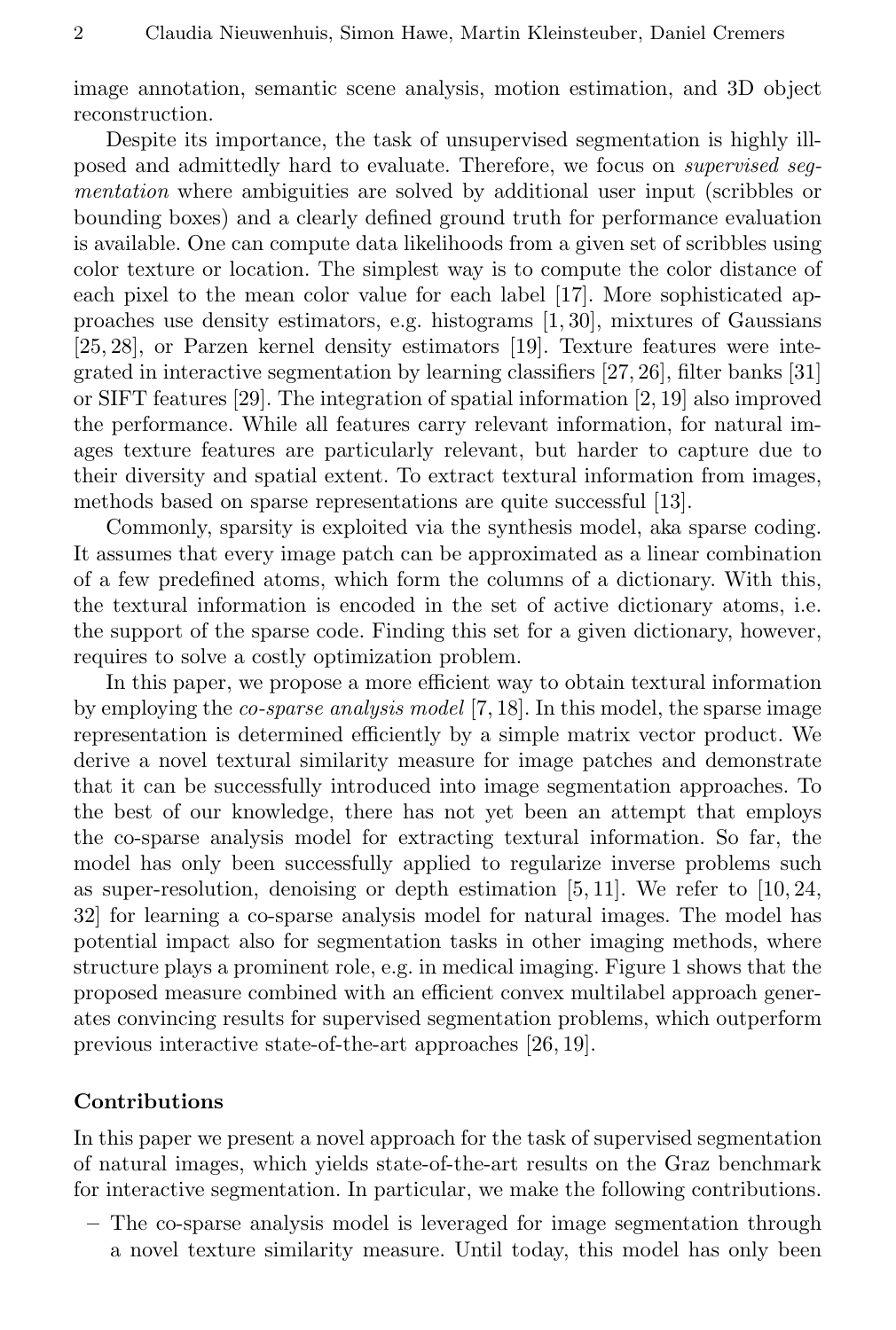image annotation, semantic scene analysis, motion estimation, and 3D object reconstruction.

Despite its importance, the task of unsupervised segmentation is highly ill-posed and admittedly hard to evaluate. Therefore, we focus on *supervised segmentation* where ambiguities are solved by additional user input (scribbles or bounding boxes) and a clearly defined ground truth for performance evaluation is available. One can compute data likelihoods from a given set of scribbles using color texture or location. The simplest way is to compute the color distance of each pixel to the mean color value for each label [17]. More sophisticated approaches use density estimators, e.g. histograms [1, 30], mixtures of Gaussians [25, 28], or Parzen kernel density estimators [19]. Texture features were integrated in interactive segmentation by learning classifiers [27, 26], filter banks [31] or SIFT features [29]. The integration of spatial information [2, 19] also improved the performance. While all features carry relevant information, for natural images texture features are particularly relevant, but harder to capture due to their diversity and spatial extent. To extract textural information from images, methods based on sparse representations are quite successful [13].

Commonly, sparsity is exploited via the synthesis model, aka sparse coding. It assumes that every image patch can be approximated as a linear combination of a few predefined atoms, which form the columns of a dictionary. With this, the textural information is encoded in the set of active dictionary atoms, i.e. the support of the sparse code. Finding this set for a given dictionary, however, requires to solve a costly optimization problem.

In this paper, we propose a more efficient way to obtain textural information by employing the *co-sparse analysis model* [7, 18]. In this model, the sparse image representation is determined efficiently by a simple matrix vector product. We derive a novel textural similarity measure for image patches and demonstrate that it can be successfully introduced into image segmentation approaches. To the best of our knowledge, there has not yet been an attempt that employs the co-sparse analysis model for extracting textural information. So far, the model has only been successfully applied to regularize inverse problems such as super-resolution, denoising or depth estimation [5, 11]. We refer to [10, 24, 32] for learning a co-sparse analysis model for natural images. The model has potential impact also for segmentation tasks in other imaging methods, where structure plays a prominent role, e.g. in medical imaging. Figure 1 shows that the proposed measure combined with an efficient convex multilabel approach generates convincing results for supervised segmentation problems, which outperform previous interactive state-of-the-art approaches [26, 19].

### Contributions

In this paper we present a novel approach for the task of supervised segmentation of natural images, which yields state-of-the-art results on the Graz benchmark for interactive segmentation. In particular, we make the following contributions.

- The co-sparse analysis model is leveraged for image segmentation through a novel texture similarity measure. Until today, this model has only been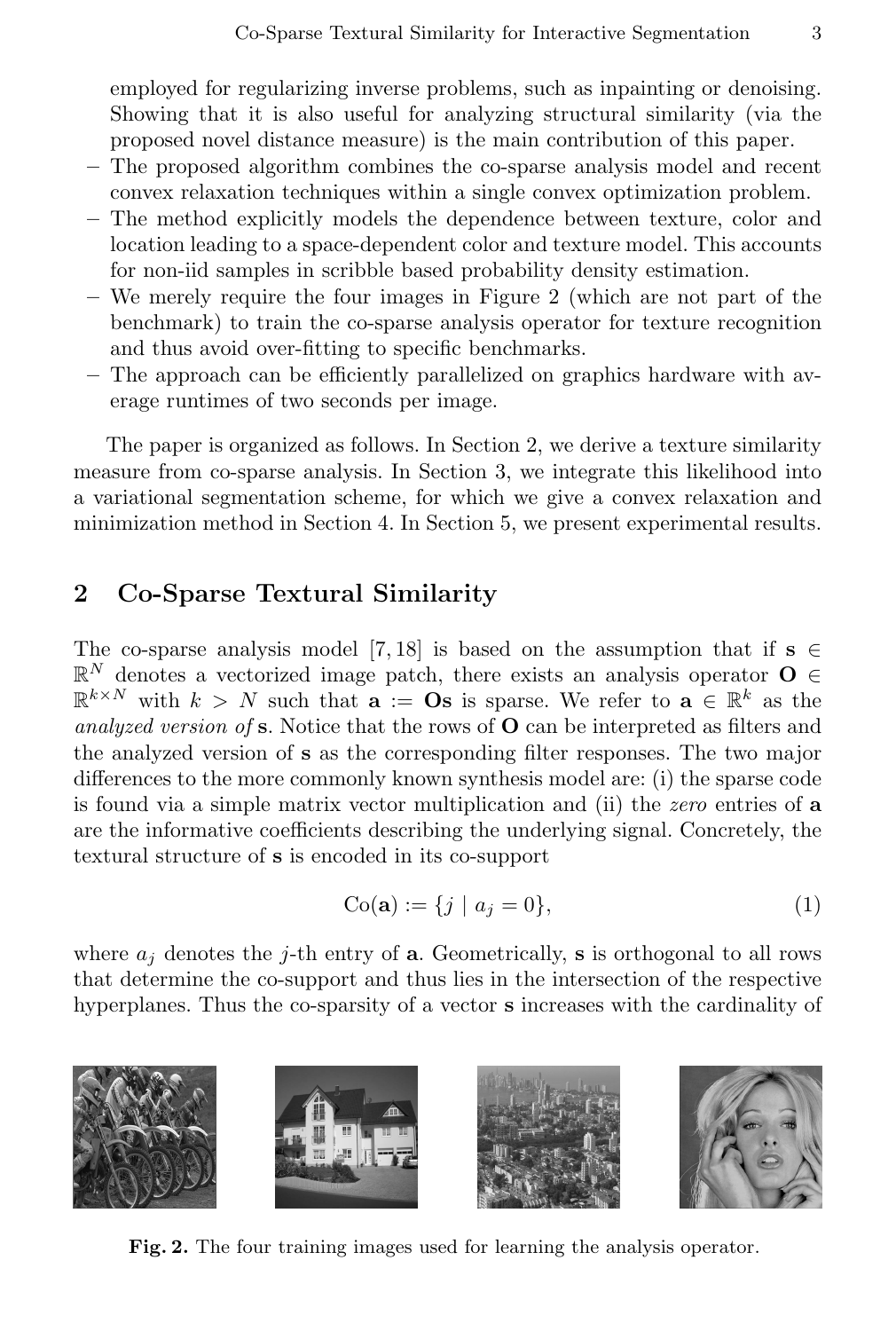employed for regularizing inverse problems, such as inpainting or denoising. Showing that it is also useful for analyzing structural similarity (via the proposed novel distance measure) is the main contribution of this paper.

- The proposed algorithm combines the co-sparse analysis model and recent convex relaxation techniques within a single convex optimization problem.
- The method explicitly models the dependence between texture, color and location leading to a space-dependent color and texture model. This accounts for non-iid samples in scribble based probability density estimation.
- We merely require the four images in Figure 2 (which are not part of the benchmark) to train the co-sparse analysis operator for texture recognition and thus avoid over-fitting to specific benchmarks.
- The approach can be efficiently parallelized on graphics hardware with average runtimes of two seconds per image.

The paper is organized as follows. In Section 2, we derive a texture similarity measure from co-sparse analysis. In Section 3, we integrate this likelihood into a variational segmentation scheme, for which we give a convex relaxation and minimization method in Section 4. In Section 5, we present experimental results.

## 2 Co-Sparse Textural Similarity

The co-sparse analysis model [7, 18] is based on the assumption that if $\mathbf{s} \in \mathbb{R}^N$ denotes a vectorized image patch, there exists an analysis operator $\mathbf{O} \in \mathbb{R}^{k \times N}$ with $k > N$ such that $\mathbf{a} := \mathbf{O}\mathbf{s}$ is sparse. We refer to $\mathbf{a} \in \mathbb{R}^k$ as the *analyzed version of* $\mathbf{s}$. Notice that the rows of $\mathbf{O}$ can be interpreted as filters and the analyzed version of $\mathbf{s}$ as the corresponding filter responses. The two major differences to the more commonly known synthesis model are: (i) the sparse code is found via a simple matrix vector multiplication and (ii) the *zero* entries of $\mathbf{a}$ are the informative coefficients describing the underlying signal. Concretely, the textural structure of $\mathbf{s}$ is encoded in its co-support

$$\mathrm{Co}(\mathbf{a}) := \{j \mid a_j = 0\}, \tag{1}$$

where $a_j$ denotes the $j$-th entry of $\mathbf{a}$. Geometrically, $\mathbf{s}$ is orthogonal to all rows that determine the co-support and thus lies in the intersection of the respective hyperplanes. Thus the co-sparsity of a vector $\mathbf{s}$ increases with the cardinality of

**Fig. 2.** The four training images used for learning the analysis operator.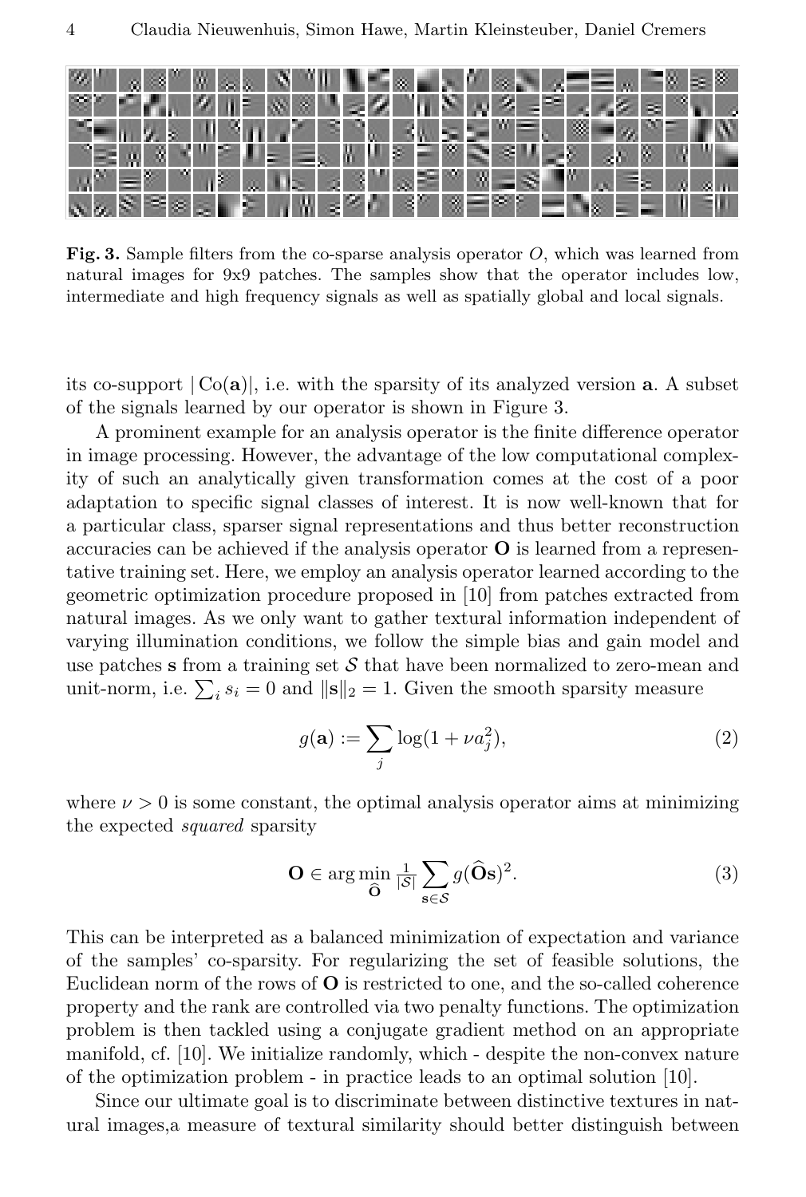**Fig. 3.** Sample filters from the co-sparse analysis operator $O$, which was learned from natural images for 9x9 patches. The samples show that the operator includes low, intermediate and high frequency signals as well as spatially global and local signals.

its co-support $|\operatorname{Co}(\mathbf{a})|$, i.e. with the sparsity of its analyzed version $\mathbf{a}$. A subset of the signals learned by our operator is shown in Figure 3.

A prominent example for an analysis operator is the finite difference operator in image processing. However, the advantage of the low computational complexity of such an analytically given transformation comes at the cost of a poor adaptation to specific signal classes of interest. It is now well-known that for a particular class, sparser signal representations and thus better reconstruction accuracies can be achieved if the analysis operator $\mathbf{O}$ is learned from a representative training set. Here, we employ an analysis operator learned according to the geometric optimization procedure proposed in [10] from patches extracted from natural images. As we only want to gather textural information independent of varying illumination conditions, we follow the simple bias and gain model and use patches $\mathbf{s}$ from a training set $\mathcal{S}$ that have been normalized to zero-mean and unit-norm, i.e. $\sum_i s_i = 0$ and $\|\mathbf{s}\|_2 = 1$. Given the smooth sparsity measure

$$g(\mathbf{a}) := \sum_j \log(1 + \nu a_j^2), \tag{2}$$

where $\nu > 0$ is some constant, the optimal analysis operator aims at minimizing the expected *squared* sparsity

$$\mathbf{O} \in \arg\min_{\widehat{\mathbf{O}}} \tfrac{1}{|\mathcal{S}|} \sum_{\mathbf{s} \in \mathcal{S}} g(\widehat{\mathbf{O}}\mathbf{s})^2. \tag{3}$$

This can be interpreted as a balanced minimization of expectation and variance of the samples' co-sparsity. For regularizing the set of feasible solutions, the Euclidean norm of the rows of $\mathbf{O}$ is restricted to one, and the so-called coherence property and the rank are controlled via two penalty functions. The optimization problem is then tackled using a conjugate gradient method on an appropriate manifold, cf. [10]. We initialize randomly, which - despite the non-convex nature of the optimization problem - in practice leads to an optimal solution [10].

Since our ultimate goal is to discriminate between distinctive textures in natural images,a measure of textural similarity should better distinguish between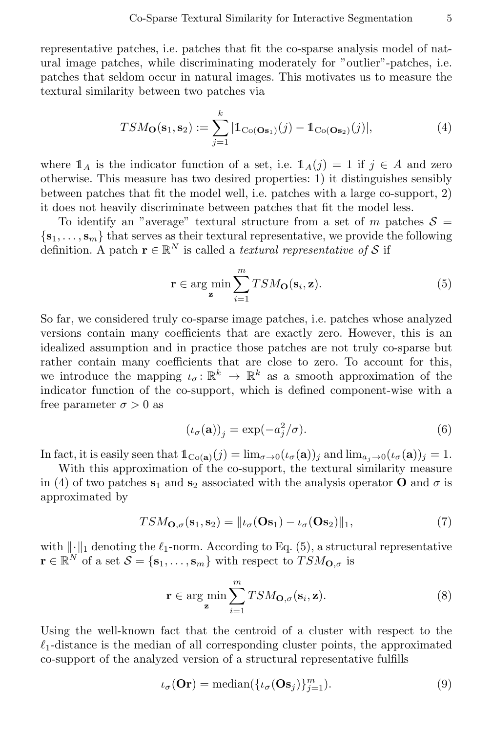representative patches, i.e. patches that fit the co-sparse analysis model of natural image patches, while discriminating moderately for "outlier"-patches, i.e. patches that seldom occur in natural images. This motivates us to measure the textural similarity between two patches via

$$TSM_{\mathbf{O}}(\mathbf{s}_1, \mathbf{s}_2) := \sum_{j=1}^{k} |\mathbb{1}_{\mathrm{Co}(\mathbf{O}\mathbf{s}_1)}(j) - \mathbb{1}_{\mathrm{Co}(\mathbf{O}\mathbf{s}_2)}(j)|, \tag{4}$$

where $\mathbb{1}_A$ is the indicator function of a set, i.e. $\mathbb{1}_A(j) = 1$ if $j \in A$ and zero otherwise. This measure has two desired properties: 1) it distinguishes sensibly between patches that fit the model well, i.e. patches with a large co-support, 2) it does not heavily discriminate between patches that fit the model less.

To identify an "average" textural structure from a set of $m$ patches $\mathcal{S} = \{\mathbf{s}_1, \ldots, \mathbf{s}_m\}$ that serves as their textural representative, we provide the following definition. A patch $\mathbf{r} \in \mathbb{R}^N$ is called a *textural representative of* $\mathcal{S}$ if

$$\mathbf{r} \in \arg\min_{\mathbf{z}} \sum_{i=1}^{m} TSM_{\mathbf{O}}(\mathbf{s}_i, \mathbf{z}). \tag{5}$$

So far, we considered truly co-sparse image patches, i.e. patches whose analyzed versions contain many coefficients that are exactly zero. However, this is an idealized assumption and in practice those patches are not truly co-sparse but rather contain many coefficients that are close to zero. To account for this, we introduce the mapping $\iota_\sigma \colon \mathbb{R}^k \to \mathbb{R}^k$ as a smooth approximation of the indicator function of the co-support, which is defined component-wise with a free parameter $\sigma > 0$ as

$$\left(\iota_\sigma(\mathbf{a})\right)_j = \exp(-a_j^2/\sigma). \tag{6}$$

In fact, it is easily seen that $\mathbb{1}_{\mathrm{Co}(\mathbf{a})}(j) = \lim_{\sigma \to 0}(\iota_\sigma(\mathbf{a}))_j$ and $\lim_{a_j \to 0}(\iota_\sigma(\mathbf{a}))_j = 1$.

With this approximation of the co-support, the textural similarity measure in (4) of two patches $\mathbf{s}_1$ and $\mathbf{s}_2$ associated with the analysis operator $\mathbf{O}$ and $\sigma$ is approximated by

$$TSM_{\mathbf{O},\sigma}(\mathbf{s}_1, \mathbf{s}_2) = \|\iota_\sigma(\mathbf{O}\mathbf{s}_1) - \iota_\sigma(\mathbf{O}\mathbf{s}_2)\|_1, \tag{7}$$

with $\|\cdot\|_1$ denoting the $\ell_1$-norm. According to Eq. (5), a structural representative $\mathbf{r} \in \mathbb{R}^N$ of a set $\mathcal{S} = \{\mathbf{s}_1, \ldots, \mathbf{s}_m\}$ with respect to $TSM_{\mathbf{O},\sigma}$ is

$$\mathbf{r} \in \arg\min_{\mathbf{z}} \sum_{i=1}^{m} TSM_{\mathbf{O},\sigma}(\mathbf{s}_i, \mathbf{z}). \tag{8}$$

Using the well-known fact that the centroid of a cluster with respect to the $\ell_1$-distance is the median of all corresponding cluster points, the approximated co-support of the analyzed version of a structural representative fulfills

$$\iota_\sigma(\mathbf{O}\mathbf{r}) = \mathrm{median}(\{\iota_\sigma(\mathbf{O}\mathbf{s}_j)\}_{j=1}^{m}). \tag{9}$$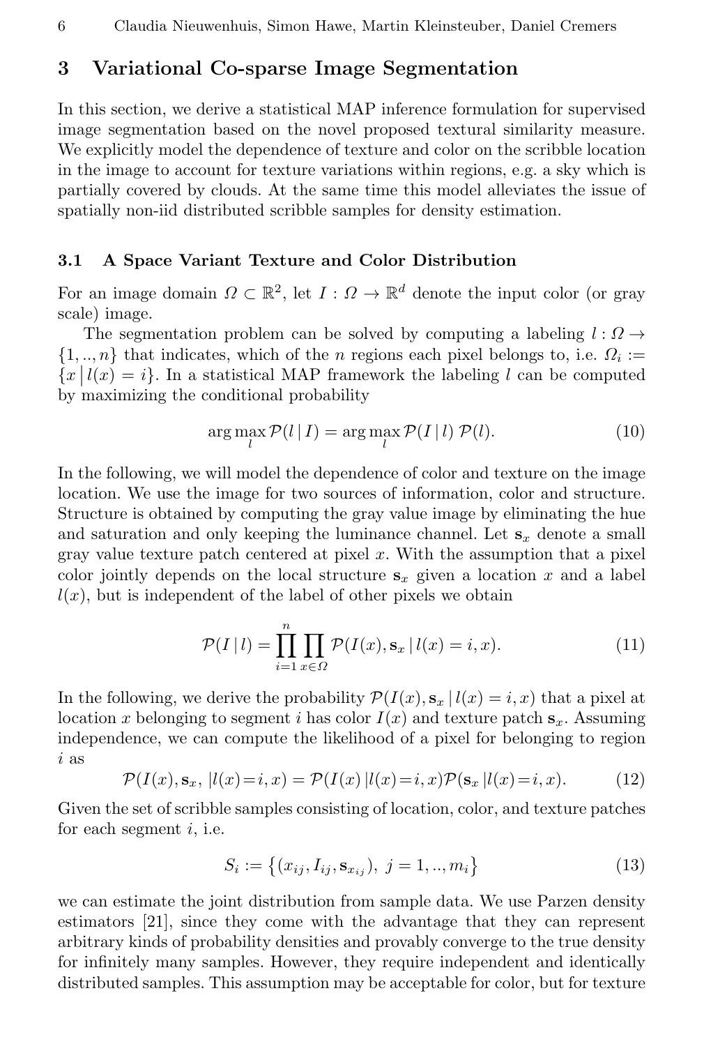## 3 Variational Co-sparse Image Segmentation

In this section, we derive a statistical MAP inference formulation for supervised image segmentation based on the novel proposed textural similarity measure. We explicitly model the dependence of texture and color on the scribble location in the image to account for texture variations within regions, e.g. a sky which is partially covered by clouds. At the same time this model alleviates the issue of spatially non-iid distributed scribble samples for density estimation.

### 3.1 A Space Variant Texture and Color Distribution

For an image domain $\Omega \subset \mathbb{R}^2$, let $I : \Omega \to \mathbb{R}^d$ denote the input color (or gray scale) image.

The segmentation problem can be solved by computing a labeling $l : \Omega \to \{1, .., n\}$ that indicates, which of the $n$ regions each pixel belongs to, i.e. $\Omega_i := \{x \,|\, l(x) = i\}$. In a statistical MAP framework the labeling $l$ can be computed by maximizing the conditional probability

$$\arg\max_l \mathcal{P}(l \,|\, I) = \arg\max_l \mathcal{P}(I \,|\, l)\, \mathcal{P}(l). \tag{10}$$

In the following, we will model the dependence of color and texture on the image location. We use the image for two sources of information, color and structure. Structure is obtained by computing the gray value image by eliminating the hue and saturation and only keeping the luminance channel. Let $\mathbf{s}_x$ denote a small gray value texture patch centered at pixel $x$. With the assumption that a pixel color jointly depends on the local structure $\mathbf{s}_x$ given a location $x$ and a label $l(x)$, but is independent of the label of other pixels we obtain

$$\mathcal{P}(I \,|\, l) = \prod_{i=1}^{n} \prod_{x \in \Omega} \mathcal{P}(I(x), \mathbf{s}_x \,|\, l(x) = i, x). \tag{11}$$

In the following, we derive the probability $\mathcal{P}(I(x), \mathbf{s}_x \,|\, l(x) = i, x)$ that a pixel at location $x$ belonging to segment $i$ has color $I(x)$ and texture patch $\mathbf{s}_x$. Assuming independence, we can compute the likelihood of a pixel for belonging to region $i$ as

$$\mathcal{P}(I(x), \mathbf{s}_x, \,|l(x){=}i, x) = \mathcal{P}(I(x) \,|l(x){=}i, x)\mathcal{P}(\mathbf{s}_x \,|l(x){=}i, x). \tag{12}$$

Given the set of scribble samples consisting of location, color, and texture patches for each segment $i$, i.e.

$$S_i := \big\{(x_{ij}, I_{ij}, \mathbf{s}_{x_{ij}}),\ j = 1, .., m_i\big\} \tag{13}$$

we can estimate the joint distribution from sample data. We use Parzen density estimators [21], since they come with the advantage that they can represent arbitrary kinds of probability densities and provably converge to the true density for infinitely many samples. However, they require independent and identically distributed samples. This assumption may be acceptable for color, but for texture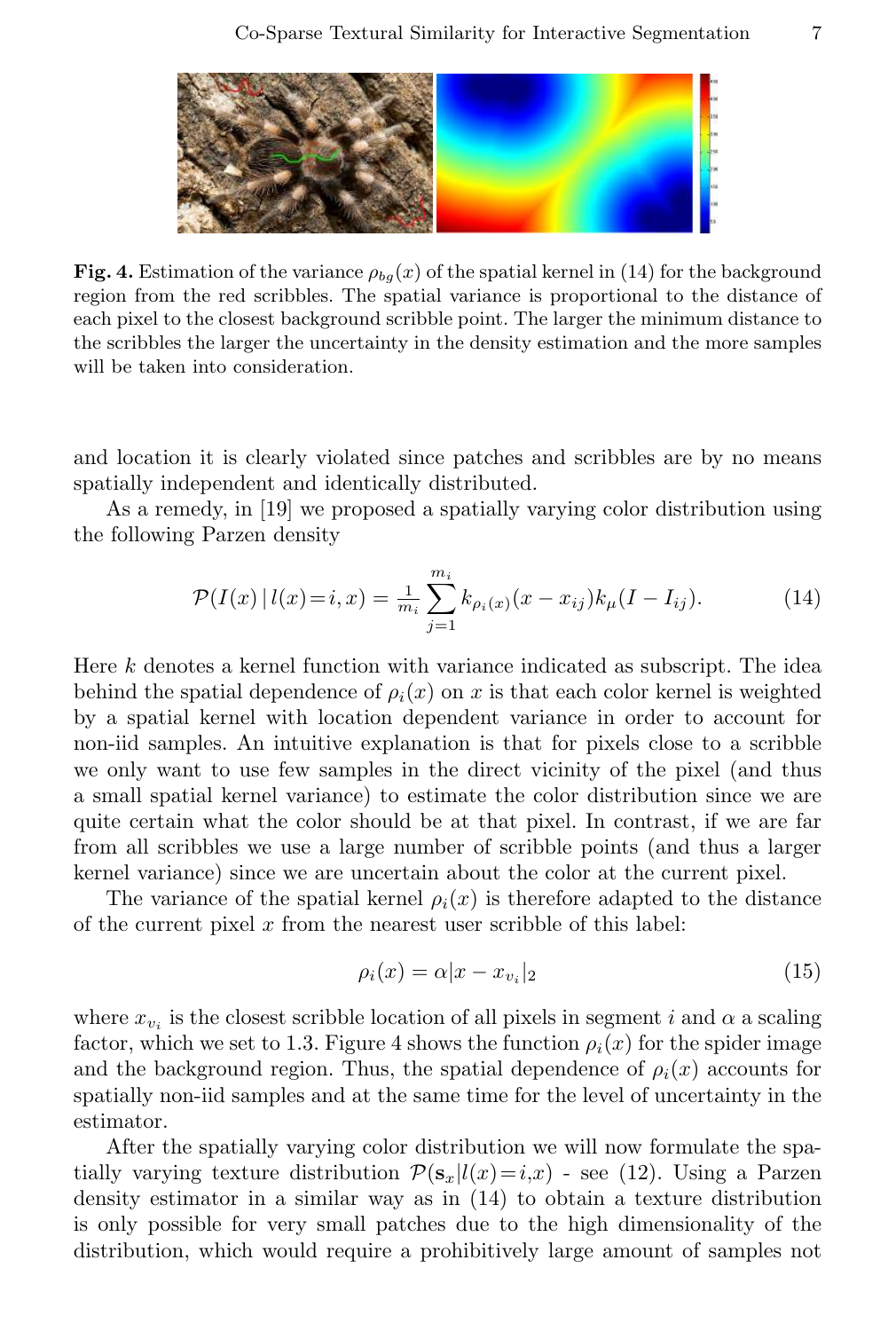**Fig. 4.** Estimation of the variance $\rho_{bg}(x)$ of the spatial kernel in (14) for the background region from the red scribbles. The spatial variance is proportional to the distance of each pixel to the closest background scribble point. The larger the minimum distance to the scribbles the larger the uncertainty in the density estimation and the more samples will be taken into consideration.

and location it is clearly violated since patches and scribbles are by no means spatially independent and identically distributed.

As a remedy, in [19] we proposed a spatially varying color distribution using the following Parzen density

$$\mathcal{P}(I(x)\,|\,l(x)=i,x) = \tfrac{1}{m_i}\sum_{j=1}^{m_i} k_{\rho_i(x)}(x-x_{ij})k_\mu(I-I_{ij}). \tag{14}$$

Here $k$ denotes a kernel function with variance indicated as subscript. The idea behind the spatial dependence of $\rho_i(x)$ on $x$ is that each color kernel is weighted by a spatial kernel with location dependent variance in order to account for non-iid samples. An intuitive explanation is that for pixels close to a scribble we only want to use few samples in the direct vicinity of the pixel (and thus a small spatial kernel variance) to estimate the color distribution since we are quite certain what the color should be at that pixel. In contrast, if we are far from all scribbles we use a large number of scribble points (and thus a larger kernel variance) since we are uncertain about the color at the current pixel.

The variance of the spatial kernel $\rho_i(x)$ is therefore adapted to the distance of the current pixel $x$ from the nearest user scribble of this label:

$$\rho_i(x) = \alpha|x - x_{v_i}|_2 \tag{15}$$

where $x_{v_i}$ is the closest scribble location of all pixels in segment $i$ and $\alpha$ a scaling factor, which we set to 1.3. Figure 4 shows the function $\rho_i(x)$ for the spider image and the background region. Thus, the spatial dependence of $\rho_i(x)$ accounts for spatially non-iid samples and at the same time for the level of uncertainty in the estimator.

After the spatially varying color distribution we will now formulate the spatially varying texture distribution $\mathcal{P}(\mathbf{s}_x|l(x)=i,x)$ - see (12). Using a Parzen density estimator in a similar way as in (14) to obtain a texture distribution is only possible for very small patches due to the high dimensionality of the distribution, which would require a prohibitively large amount of samples not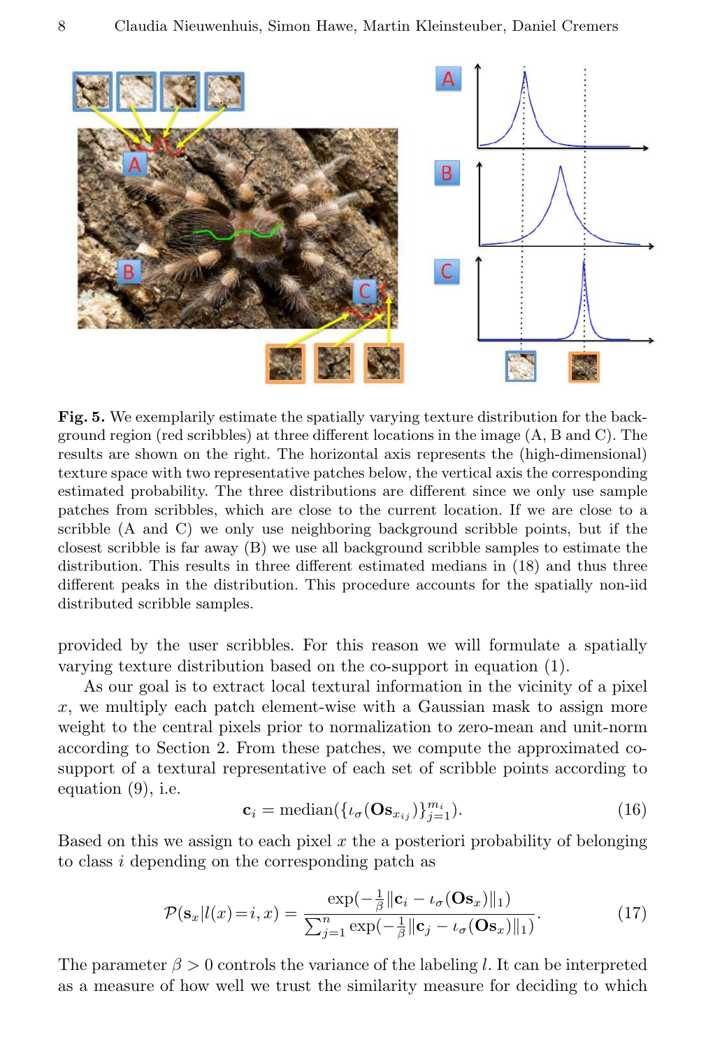**Fig. 5.** We exemplarily estimate the spatially varying texture distribution for the background region (red scribbles) at three different locations in the image (A, B and C). The results are shown on the right. The horizontal axis represents the (high-dimensional) texture space with two representative patches below, the vertical axis the corresponding estimated probability. The three distributions are different since we only use sample patches from scribbles, which are close to the current location. If we are close to a scribble (A and C) we only use neighboring background scribble points, but if the closest scribble is far away (B) we use all background scribble samples to estimate the distribution. This results in three different estimated medians in (18) and thus three different peaks in the distribution. This procedure accounts for the spatially non-iid distributed scribble samples.

provided by the user scribbles. For this reason we will formulate a spatially varying texture distribution based on the co-support in equation (1).

As our goal is to extract local textural information in the vicinity of a pixel $x$, we multiply each patch element-wise with a Gaussian mask to assign more weight to the central pixels prior to normalization to zero-mean and unit-norm according to Section 2. From these patches, we compute the approximated co-support of a textural representative of each set of scribble points according to equation (9), i.e.

$$\mathbf{c}_i = \text{median}(\{\iota_\sigma(\mathbf{O}\mathbf{s}_{x_{ij}})\}_{j=1}^{m_i}). \tag{16}$$

Based on this we assign to each pixel $x$ the a posteriori probability of belonging to class $i$ depending on the corresponding patch as

$$\mathcal{P}(\mathbf{s}_x | l(x){=}i, x) = \frac{\exp(-\frac{1}{\beta}\|\mathbf{c}_i - \iota_\sigma(\mathbf{O}\mathbf{s}_x)\|_1)}{\sum_{j=1}^{n} \exp(-\frac{1}{\beta}\|\mathbf{c}_j - \iota_\sigma(\mathbf{O}\mathbf{s}_x)\|_1)}. \tag{17}$$

The parameter $\beta > 0$ controls the variance of the labeling $l$. It can be interpreted as a measure of how well we trust the similarity measure for deciding to which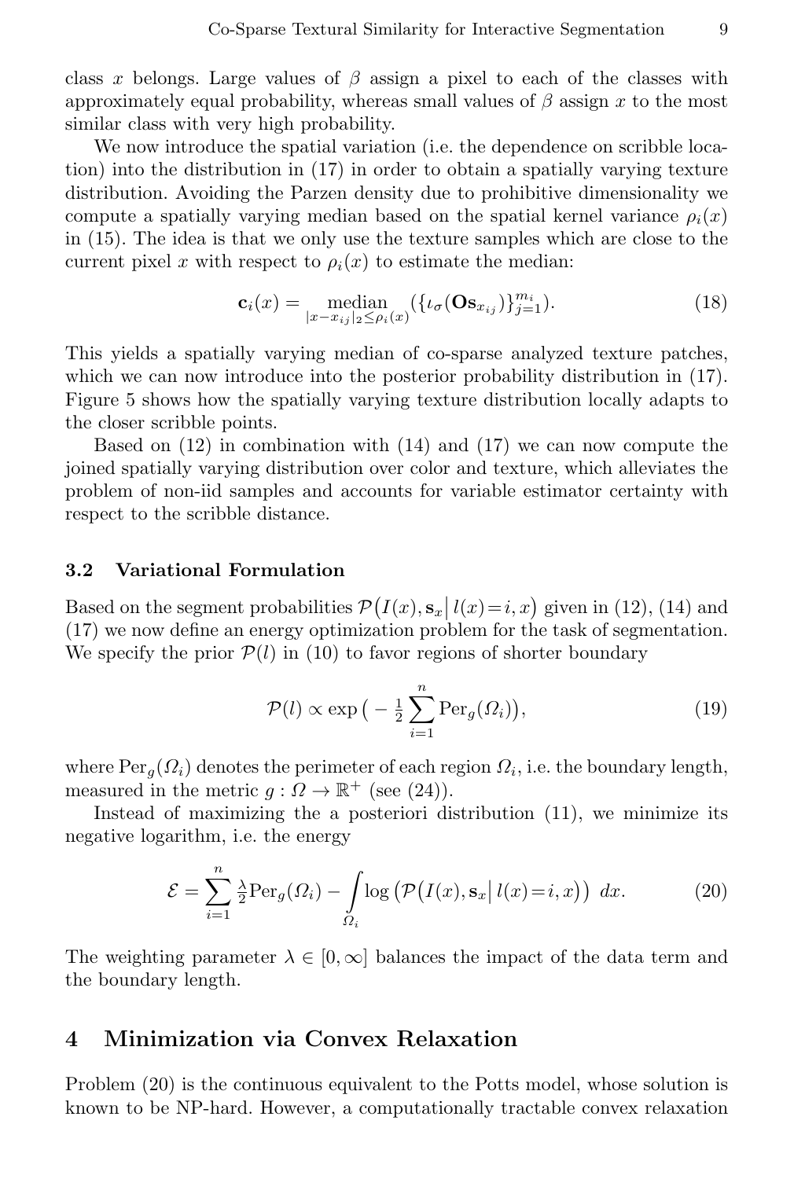class $x$ belongs. Large values of $\beta$ assign a pixel to each of the classes with approximately equal probability, whereas small values of $\beta$ assign $x$ to the most similar class with very high probability.

We now introduce the spatial variation (i.e. the dependence on scribble location) into the distribution in (17) in order to obtain a spatially varying texture distribution. Avoiding the Parzen density due to prohibitive dimensionality we compute a spatially varying median based on the spatial kernel variance $\rho_i(x)$ in (15). The idea is that we only use the texture samples which are close to the current pixel $x$ with respect to $\rho_i(x)$ to estimate the median:

$$\mathbf{c}_i(x) = \underset{|x - x_{ij}|_2 \leq \rho_i(x)}{\operatorname{median}} (\{\iota_\sigma(\mathbf{O}\mathbf{s}_{x_{ij}})\}_{j=1}^{m_i}). \tag{18}$$

This yields a spatially varying median of co-sparse analyzed texture patches, which we can now introduce into the posterior probability distribution in (17). Figure 5 shows how the spatially varying texture distribution locally adapts to the closer scribble points.

Based on (12) in combination with (14) and (17) we can now compute the joined spatially varying distribution over color and texture, which alleviates the problem of non-iid samples and accounts for variable estimator certainty with respect to the scribble distance.

### 3.2 Variational Formulation

Based on the segment probabilities $\mathcal{P}\big(I(x), \mathbf{s}_x \big| \, l(x) = i, x\big)$ given in (12), (14) and (17) we now define an energy optimization problem for the task of segmentation. We specify the prior $\mathcal{P}(l)$ in (10) to favor regions of shorter boundary

$$\mathcal{P}(l) \propto \exp\big(-\tfrac{1}{2} \sum_{i=1}^{n} \mathrm{Per}_g(\Omega_i)\big), \tag{19}$$

where $\mathrm{Per}_g(\Omega_i)$ denotes the perimeter of each region $\Omega_i$, i.e. the boundary length, measured in the metric $g : \Omega \to \mathbb{R}^+$ (see (24)).

Instead of maximizing the a posteriori distribution (11), we minimize its negative logarithm, i.e. the energy

$$\mathcal{E} = \sum_{i=1}^{n} \tfrac{\lambda}{2} \mathrm{Per}_g(\Omega_i) - \int\limits_{\Omega_i} \log\big(\mathcal{P}\big(I(x), \mathbf{s}_x \big| \, l(x) = i, x\big)\big) \; dx. \tag{20}$$

The weighting parameter $\lambda \in [0, \infty]$ balances the impact of the data term and the boundary length.

## 4 Minimization via Convex Relaxation

Problem (20) is the continuous equivalent to the Potts model, whose solution is known to be NP-hard. However, a computationally tractable convex relaxation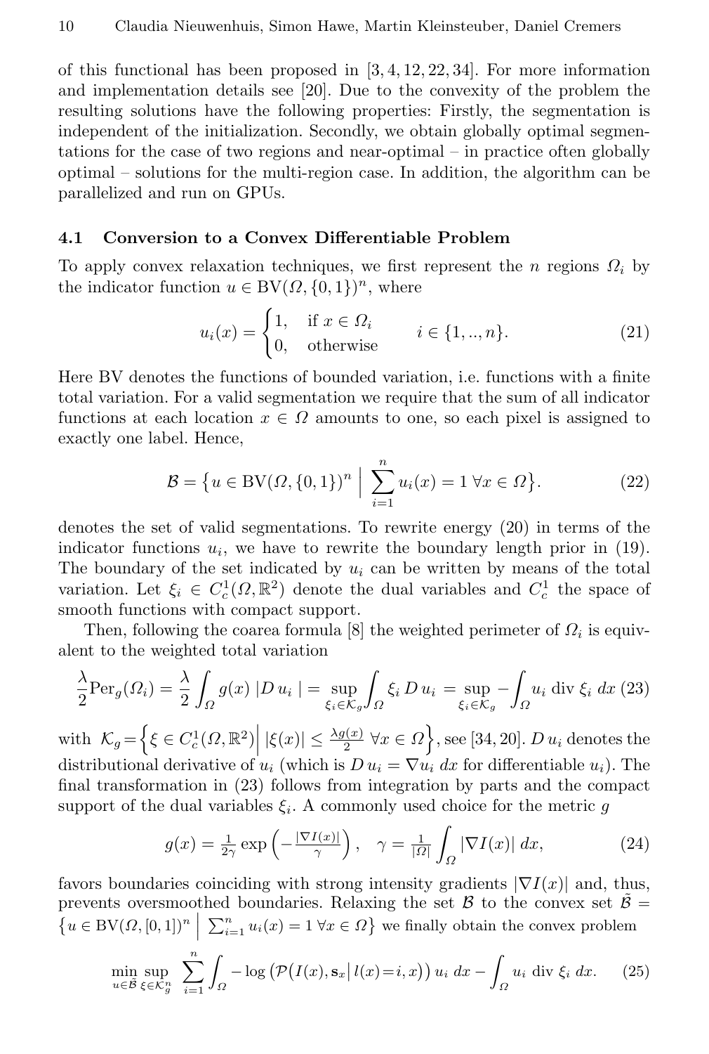of this functional has been proposed in [3, 4, 12, 22, 34]. For more information and implementation details see [20]. Due to the convexity of the problem the resulting solutions have the following properties: Firstly, the segmentation is independent of the initialization. Secondly, we obtain globally optimal segmentations for the case of two regions and near-optimal – in practice often globally optimal – solutions for the multi-region case. In addition, the algorithm can be parallelized and run on GPUs.

### 4.1 Conversion to a Convex Differentiable Problem

To apply convex relaxation techniques, we first represent the $n$ regions $\Omega_i$ by the indicator function $u \in \mathrm{BV}(\Omega, \{0,1\})^n$, where

$$u_i(x) = \begin{cases} 1, & \text{if } x \in \Omega_i \\ 0, & \text{otherwise} \end{cases} \qquad i \in \{1,..,n\}. \tag{21}$$

Here BV denotes the functions of bounded variation, i.e. functions with a finite total variation. For a valid segmentation we require that the sum of all indicator functions at each location $x \in \Omega$ amounts to one, so each pixel is assigned to exactly one label. Hence,

$$\mathcal{B} = \Big\{ u \in \mathrm{BV}(\Omega, \{0,1\})^n \;\Big|\; \sum_{i=1}^{n} u_i(x) = 1 \; \forall x \in \Omega \Big\}. \tag{22}$$

denotes the set of valid segmentations. To rewrite energy (20) in terms of the indicator functions $u_i$, we have to rewrite the boundary length prior in (19). The boundary of the set indicated by $u_i$ can be written by means of the total variation. Let $\xi_i \in C_c^1(\Omega, \mathbb{R}^2)$ denote the dual variables and $C_c^1$ the space of smooth functions with compact support.

Then, following the coarea formula [8] the weighted perimeter of $\Omega_i$ is equivalent to the weighted total variation

$$\frac{\lambda}{2}\mathrm{Per}_g(\Omega_i) = \frac{\lambda}{2}\int_\Omega g(x)\, |D\, u_i\,| = \sup_{\xi_i \in \mathcal{K}_g} \int_\Omega \xi_i \, D\, u_i \, = \sup_{\xi_i \in \mathcal{K}_g} -\int_\Omega u_i \, \mathrm{div}\, \xi_i \; dx \tag{23}$$

with $\mathcal{K}_g = \Big\{ \xi \in C_c^1(\Omega, \mathbb{R}^2) \Big| \, |\xi(x)| \leq \frac{\lambda g(x)}{2} \; \forall x \in \Omega \Big\}$, see [34, 20]. $D\, u_i$ denotes the distributional derivative of $u_i$ (which is $D\, u_i = \nabla u_i \, dx$ for differentiable $u_i$). The final transformation in (23) follows from integration by parts and the compact support of the dual variables $\xi_i$. A commonly used choice for the metric $g$

$$g(x) = \tfrac{1}{2\gamma} \exp\left( -\tfrac{|\nabla I(x)|}{\gamma} \right), \quad \gamma = \tfrac{1}{|\Omega|} \int_\Omega |\nabla I(x)| \, dx, \tag{24}$$

favors boundaries coinciding with strong intensity gradients $|\nabla I(x)|$ and, thus, prevents oversmoothed boundaries. Relaxing the set $\mathcal{B}$ to the convex set $\tilde{\mathcal{B}} = \big\{ u \in \mathrm{BV}(\Omega, [0,1])^n \;\big|\; \sum_{i=1}^{n} u_i(x) = 1 \; \forall x \in \Omega \big\}$ we finally obtain the convex problem

$$\min_{u \in \tilde{\mathcal{B}}} \sup_{\xi \in \mathcal{K}_g^n} \sum_{i=1}^{n} \int_\Omega -\log\big( \mathcal{P}\big(I(x), \mathbf{s}_x \big| \, l(x) = i, x\big)\big) \, u_i \; dx - \int_\Omega u_i \; \mathrm{div}\; \xi_i \; dx. \tag{25}$$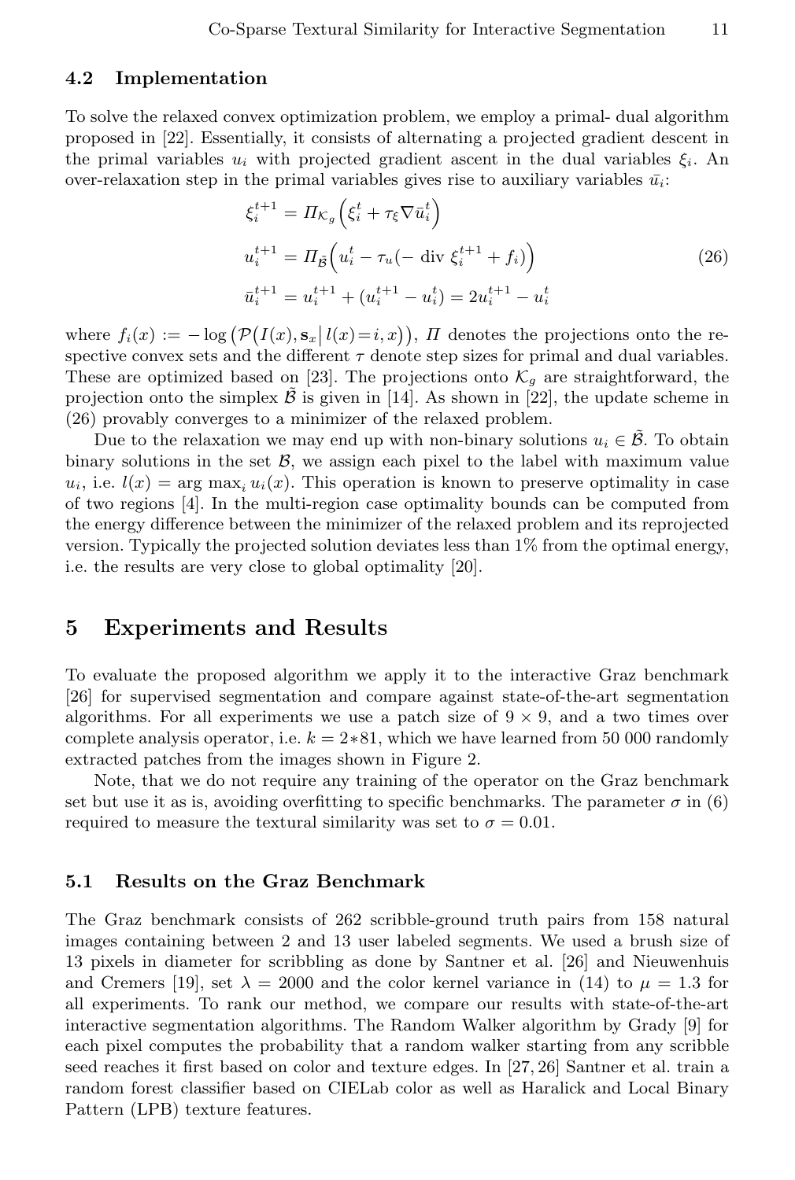### 4.2 Implementation

To solve the relaxed convex optimization problem, we employ a primal- dual algorithm proposed in [22]. Essentially, it consists of alternating a projected gradient descent in the primal variables $u_i$ with projected gradient ascent in the dual variables $\xi_i$. An over-relaxation step in the primal variables gives rise to auxiliary variables $\bar{u}_i$:

$$
\begin{aligned}
\xi_i^{t+1} &= \Pi_{\mathcal{K}_g}\Big(\xi_i^t + \tau_\xi \nabla \bar{u}_i^t\Big) \\
u_i^{t+1} &= \Pi_{\tilde{\mathcal{B}}}\Big(u_i^t - \tau_u(-\operatorname{div} \xi_i^{t+1} + f_i)\Big) \\
\bar{u}_i^{t+1} &= u_i^{t+1} + (u_i^{t+1} - u_i^t) = 2u_i^{t+1} - u_i^t
\end{aligned}
\tag{26}
$$

where $f_i(x) := -\log\big(\mathcal{P}\big(I(x), \mathbf{s}_x \big| \, l(x) = i, x\big)\big)$, $\Pi$ denotes the projections onto the respective convex sets and the different $\tau$ denote step sizes for primal and dual variables. These are optimized based on [23]. The projections onto $\mathcal{K}_g$ are straightforward, the projection onto the simplex $\tilde{\mathcal{B}}$ is given in [14]. As shown in [22], the update scheme in (26) provably converges to a minimizer of the relaxed problem.

Due to the relaxation we may end up with non-binary solutions $u_i \in \tilde{\mathcal{B}}$. To obtain binary solutions in the set $\mathcal{B}$, we assign each pixel to the label with maximum value $u_i$, i.e. $l(x) = \arg\max_i u_i(x)$. This operation is known to preserve optimality in case of two regions [4]. In the multi-region case optimality bounds can be computed from the energy difference between the minimizer of the relaxed problem and its reprojected version. Typically the projected solution deviates less than 1% from the optimal energy, i.e. the results are very close to global optimality [20].

## 5 Experiments and Results

To evaluate the proposed algorithm we apply it to the interactive Graz benchmark [26] for supervised segmentation and compare against state-of-the-art segmentation algorithms. For all experiments we use a patch size of $9 \times 9$, and a two times over complete analysis operator, i.e. $k = 2 * 81$, which we have learned from 50 000 randomly extracted patches from the images shown in Figure 2.

Note, that we do not require any training of the operator on the Graz benchmark set but use it as is, avoiding overfitting to specific benchmarks. The parameter $\sigma$ in (6) required to measure the textural similarity was set to $\sigma = 0.01$.

### 5.1 Results on the Graz Benchmark

The Graz benchmark consists of 262 scribble-ground truth pairs from 158 natural images containing between 2 and 13 user labeled segments. We used a brush size of 13 pixels in diameter for scribbling as done by Santner et al. [26] and Nieuwenhuis and Cremers [19], set $\lambda = 2000$ and the color kernel variance in (14) to $\mu = 1.3$ for all experiments. To rank our method, we compare our results with state-of-the-art interactive segmentation algorithms. The Random Walker algorithm by Grady [9] for each pixel computes the probability that a random walker starting from any scribble seed reaches it first based on color and texture edges. In [27, 26] Santner et al. train a random forest classifier based on CIELab color as well as Haralick and Local Binary Pattern (LPB) texture features.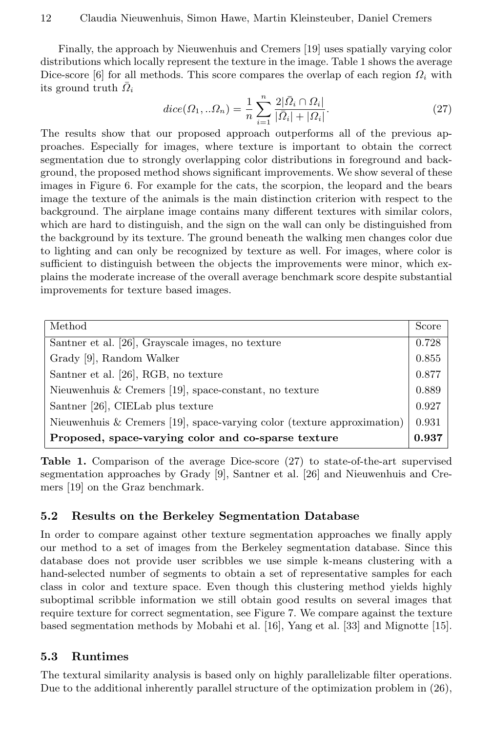Finally, the approach by Nieuwenhuis and Cremers [19] uses spatially varying color distributions which locally represent the texture in the image. Table 1 shows the average Dice-score [6] for all methods. This score compares the overlap of each region $\Omega_i$ with its ground truth $\bar{\Omega}_i$

$$dice(\Omega_1, ..\Omega_n) = \frac{1}{n} \sum_{i=1}^{n} \frac{2|\bar{\Omega}_i \cap \Omega_i|}{|\bar{\Omega}_i| + |\Omega_i|}. \tag{27}$$

The results show that our proposed approach outperforms all of the previous approaches. Especially for images, where texture is important to obtain the correct segmentation due to strongly overlapping color distributions in foreground and background, the proposed method shows significant improvements. We show several of these images in Figure 6. For example for the cats, the scorpion, the leopard and the bears image the texture of the animals is the main distinction criterion with respect to the background. The airplane image contains many different textures with similar colors, which are hard to distinguish, and the sign on the wall can only be distinguished from the background by its texture. The ground beneath the walking men changes color due to lighting and can only be recognized by texture as well. For images, where color is sufficient to distinguish between the objects the improvements were minor, which explains the moderate increase of the overall average benchmark score despite substantial improvements for texture based images.

| Method | Score |
|---|---|
| Santner et al. [26], Grayscale images, no texture | 0.728 |
| Grady [9], Random Walker | 0.855 |
| Santner et al. [26], RGB, no texture | 0.877 |
| Nieuwenhuis & Cremers [19], space-constant, no texture | 0.889 |
| Santner [26], CIELab plus texture | 0.927 |
| Nieuwenhuis & Cremers [19], space-varying color (texture approximation) | 0.931 |
| **Proposed, space-varying color and co-sparse texture** | **0.937** |

**Table 1.** Comparison of the average Dice-score (27) to state-of-the-art supervised segmentation approaches by Grady [9], Santner et al. [26] and Nieuwenhuis and Cremers [19] on the Graz benchmark.

### 5.2 Results on the Berkeley Segmentation Database

In order to compare against other texture segmentation approaches we finally apply our method to a set of images from the Berkeley segmentation database. Since this database does not provide user scribbles we use simple k-means clustering with a hand-selected number of segments to obtain a set of representative samples for each class in color and texture space. Even though this clustering method yields highly suboptimal scribble information we still obtain good results on several images that require texture for correct segmentation, see Figure 7. We compare against the texture based segmentation methods by Mobahi et al. [16], Yang et al. [33] and Mignotte [15].

### 5.3 Runtimes

The textural similarity analysis is based only on highly parallelizable filter operations. Due to the additional inherently parallel structure of the optimization problem in (26),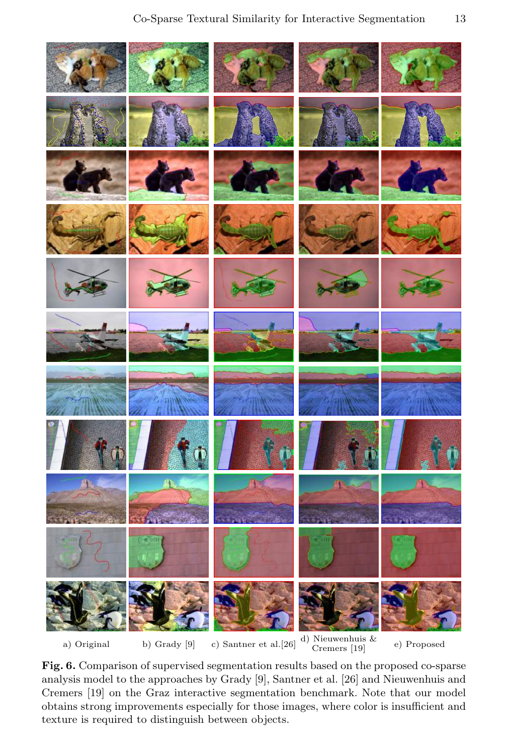a) Original b) Grady [9] c) Santner et al.[26] d) Nieuwenhuis & Cremers [19] e) Proposed

**Fig. 6.** Comparison of supervised segmentation results based on the proposed co-sparse analysis model to the approaches by Grady [9], Santner et al. [26] and Nieuwenhuis and Cremers [19] on the Graz interactive segmentation benchmark. Note that our model obtains strong improvements especially for those images, where color is insufficient and texture is required to distinguish between objects.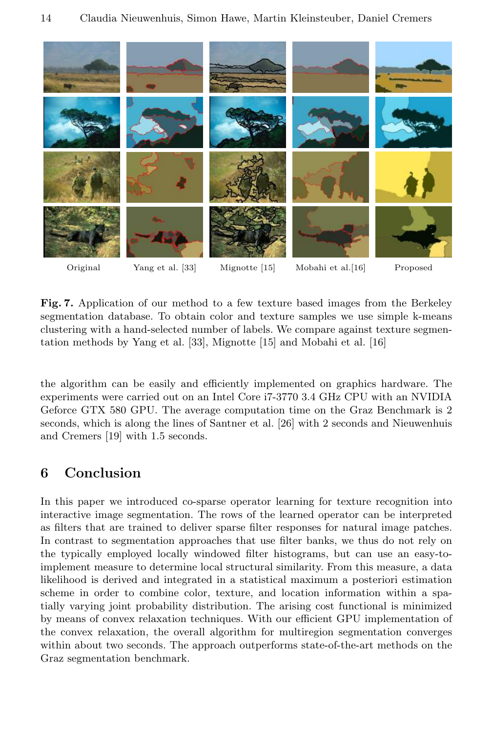Original Yang et al. [33] Mignotte [15] Mobahi et al.[16] Proposed

**Fig. 7.** Application of our method to a few texture based images from the Berkeley segmentation database. To obtain color and texture samples we use simple k-means clustering with a hand-selected number of labels. We compare against texture segmentation methods by Yang et al. [33], Mignotte [15] and Mobahi et al. [16]

the algorithm can be easily and efficiently implemented on graphics hardware. The experiments were carried out on an Intel Core i7-3770 3.4 GHz CPU with an NVIDIA Geforce GTX 580 GPU. The average computation time on the Graz Benchmark is 2 seconds, which is along the lines of Santner et al. [26] with 2 seconds and Nieuwenhuis and Cremers [19] with 1.5 seconds.

## 6 Conclusion

In this paper we introduced co-sparse operator learning for texture recognition into interactive image segmentation. The rows of the learned operator can be interpreted as filters that are trained to deliver sparse filter responses for natural image patches. In contrast to segmentation approaches that use filter banks, we thus do not rely on the typically employed locally windowed filter histograms, but can use an easy-to-implement measure to determine local structural similarity. From this measure, a data likelihood is derived and integrated in a statistical maximum a posteriori estimation scheme in order to combine color, texture, and location information within a spatially varying joint probability distribution. The arising cost functional is minimized by means of convex relaxation techniques. With our efficient GPU implementation of the convex relaxation, the overall algorithm for multiregion segmentation converges within about two seconds. The approach outperforms state-of-the-art methods on the Graz segmentation benchmark.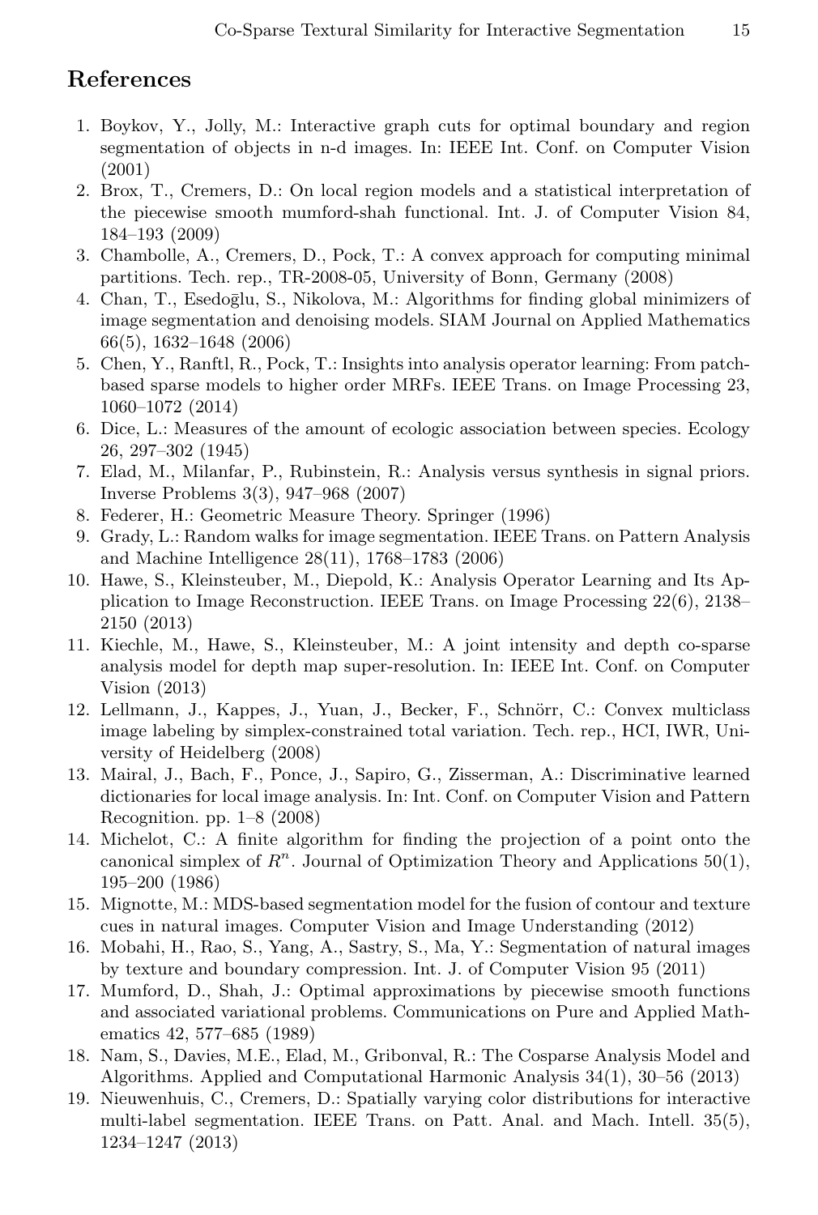# References

1. Boykov, Y., Jolly, M.: Interactive graph cuts for optimal boundary and region segmentation of objects in n-d images. In: IEEE Int. Conf. on Computer Vision (2001)
2. Brox, T., Cremers, D.: On local region models and a statistical interpretation of the piecewise smooth mumford-shah functional. Int. J. of Computer Vision 84, 184–193 (2009)
3. Chambolle, A., Cremers, D., Pock, T.: A convex approach for computing minimal partitions. Tech. rep., TR-2008-05, University of Bonn, Germany (2008)
4. Chan, T., Esedoḡlu, S., Nikolova, M.: Algorithms for finding global minimizers of image segmentation and denoising models. SIAM Journal on Applied Mathematics 66(5), 1632–1648 (2006)
5. Chen, Y., Ranftl, R., Pock, T.: Insights into analysis operator learning: From patch-based sparse models to higher order MRFs. IEEE Trans. on Image Processing 23, 1060–1072 (2014)
6. Dice, L.: Measures of the amount of ecologic association between species. Ecology 26, 297–302 (1945)
7. Elad, M., Milanfar, P., Rubinstein, R.: Analysis versus synthesis in signal priors. Inverse Problems 3(3), 947–968 (2007)
8. Federer, H.: Geometric Measure Theory. Springer (1996)
9. Grady, L.: Random walks for image segmentation. IEEE Trans. on Pattern Analysis and Machine Intelligence 28(11), 1768–1783 (2006)
10. Hawe, S., Kleinsteuber, M., Diepold, K.: Analysis Operator Learning and Its Application to Image Reconstruction. IEEE Trans. on Image Processing 22(6), 2138–2150 (2013)
11. Kiechle, M., Hawe, S., Kleinsteuber, M.: A joint intensity and depth co-sparse analysis model for depth map super-resolution. In: IEEE Int. Conf. on Computer Vision (2013)
12. Lellmann, J., Kappes, J., Yuan, J., Becker, F., Schnörr, C.: Convex multiclass image labeling by simplex-constrained total variation. Tech. rep., HCI, IWR, University of Heidelberg (2008)
13. Mairal, J., Bach, F., Ponce, J., Sapiro, G., Zisserman, A.: Discriminative learned dictionaries for local image analysis. In: Int. Conf. on Computer Vision and Pattern Recognition. pp. 1–8 (2008)
14. Michelot, C.: A finite algorithm for finding the projection of a point onto the canonical simplex of $R^n$. Journal of Optimization Theory and Applications 50(1), 195–200 (1986)
15. Mignotte, M.: MDS-based segmentation model for the fusion of contour and texture cues in natural images. Computer Vision and Image Understanding (2012)
16. Mobahi, H., Rao, S., Yang, A., Sastry, S., Ma, Y.: Segmentation of natural images by texture and boundary compression. Int. J. of Computer Vision 95 (2011)
17. Mumford, D., Shah, J.: Optimal approximations by piecewise smooth functions and associated variational problems. Communications on Pure and Applied Mathematics 42, 577–685 (1989)
18. Nam, S., Davies, M.E., Elad, M., Gribonval, R.: The Cosparse Analysis Model and Algorithms. Applied and Computational Harmonic Analysis 34(1), 30–56 (2013)
19. Nieuwenhuis, C., Cremers, D.: Spatially varying color distributions for interactive multi-label segmentation. IEEE Trans. on Patt. Anal. and Mach. Intell. 35(5), 1234–1247 (2013)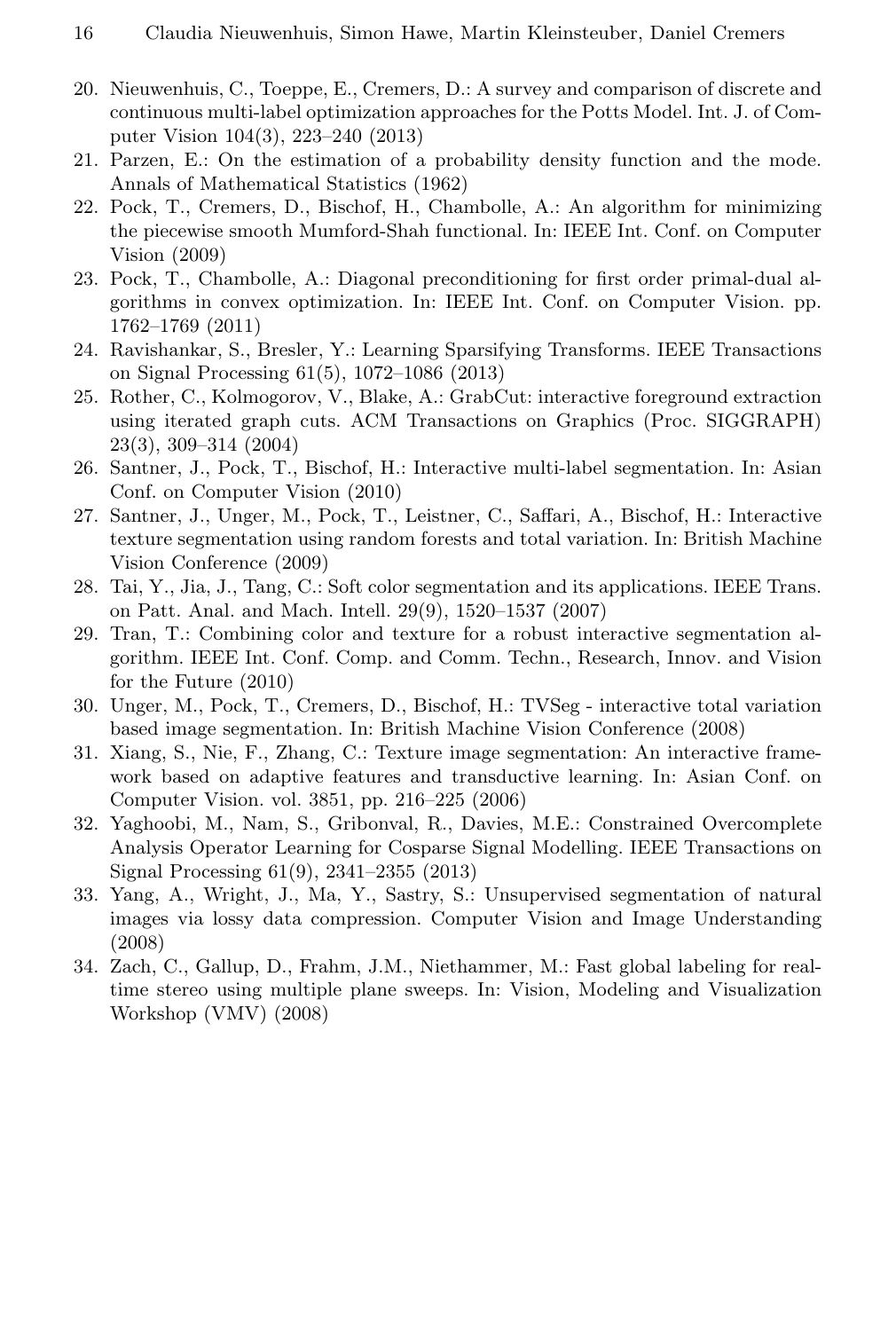20. Nieuwenhuis, C., Toeppe, E., Cremers, D.: A survey and comparison of discrete and continuous multi-label optimization approaches for the Potts Model. Int. J. of Computer Vision 104(3), 223–240 (2013)
21. Parzen, E.: On the estimation of a probability density function and the mode. Annals of Mathematical Statistics (1962)
22. Pock, T., Cremers, D., Bischof, H., Chambolle, A.: An algorithm for minimizing the piecewise smooth Mumford-Shah functional. In: IEEE Int. Conf. on Computer Vision (2009)
23. Pock, T., Chambolle, A.: Diagonal preconditioning for first order primal-dual algorithms in convex optimization. In: IEEE Int. Conf. on Computer Vision. pp. 1762–1769 (2011)
24. Ravishankar, S., Bresler, Y.: Learning Sparsifying Transforms. IEEE Transactions on Signal Processing 61(5), 1072–1086 (2013)
25. Rother, C., Kolmogorov, V., Blake, A.: GrabCut: interactive foreground extraction using iterated graph cuts. ACM Transactions on Graphics (Proc. SIGGRAPH) 23(3), 309–314 (2004)
26. Santner, J., Pock, T., Bischof, H.: Interactive multi-label segmentation. In: Asian Conf. on Computer Vision (2010)
27. Santner, J., Unger, M., Pock, T., Leistner, C., Saffari, A., Bischof, H.: Interactive texture segmentation using random forests and total variation. In: British Machine Vision Conference (2009)
28. Tai, Y., Jia, J., Tang, C.: Soft color segmentation and its applications. IEEE Trans. on Patt. Anal. and Mach. Intell. 29(9), 1520–1537 (2007)
29. Tran, T.: Combining color and texture for a robust interactive segmentation algorithm. IEEE Int. Conf. Comp. and Comm. Techn., Research, Innov. and Vision for the Future (2010)
30. Unger, M., Pock, T., Cremers, D., Bischof, H.: TVSeg - interactive total variation based image segmentation. In: British Machine Vision Conference (2008)
31. Xiang, S., Nie, F., Zhang, C.: Texture image segmentation: An interactive framework based on adaptive features and transductive learning. In: Asian Conf. on Computer Vision. vol. 3851, pp. 216–225 (2006)
32. Yaghoobi, M., Nam, S., Gribonval, R., Davies, M.E.: Constrained Overcomplete Analysis Operator Learning for Cosparse Signal Modelling. IEEE Transactions on Signal Processing 61(9), 2341–2355 (2013)
33. Yang, A., Wright, J., Ma, Y., Sastry, S.: Unsupervised segmentation of natural images via lossy data compression. Computer Vision and Image Understanding (2008)
34. Zach, C., Gallup, D., Frahm, J.M., Niethammer, M.: Fast global labeling for real-time stereo using multiple plane sweeps. In: Vision, Modeling and Visualization Workshop (VMV) (2008)